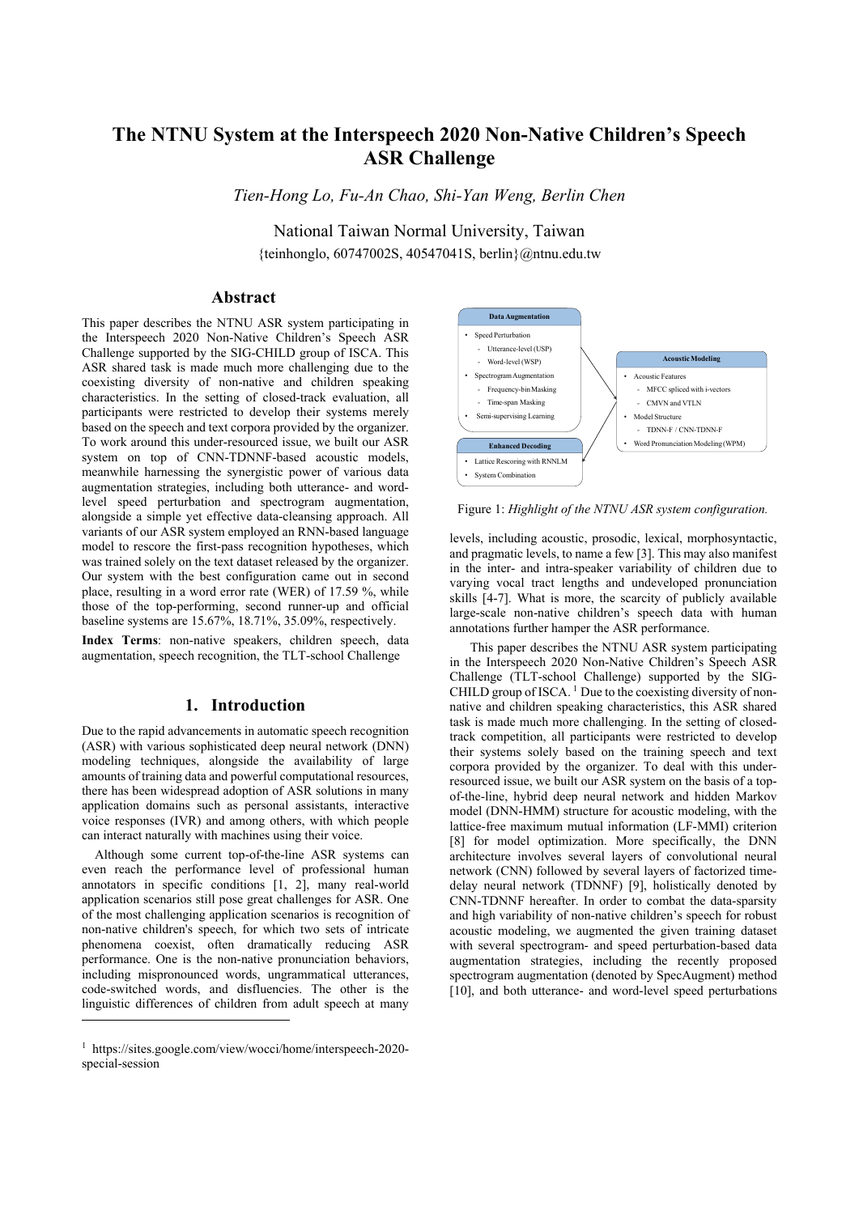# The NTNU System at the Interspeech 2020 Non-Native Children's Speech ASR Challenge

*Tien-Hong Lo, Fu-An Chao, Shi-Yan Weng, Berlin Chen*

National Taiwan Normal University, Taiwan

{teinhonglo, 60747002S, 40547041S, berlin}@ntnu.edu.tw

## Abstract

This paper describes the NTNU ASR system participating in the Interspeech 2020 Non-Native Children's Speech ASR Challenge supported by the SIG-CHILD group of ISCA. This ASR shared task is made much more challenging due to the coexisting diversity of non-native and children speaking characteristics. In the setting of closed-track evaluation, all participants were restricted to develop their systems merely based on the speech and text corpora provided by the organizer. To work around this under-resourced issue, we built our ASR system on top of CNN-TDNNF-based acoustic models, meanwhile harnessing the synergistic power of various data augmentation strategies, including both utterance- and word-level speed perturbation and spectrogram augmentation, alongside a simple yet effective data-cleansing approach. All variants of our ASR system employed an RNN-based language model to rescore the first-pass recognition hypotheses, which was trained solely on the text dataset released by the organizer. Our system with the best configuration came out in second place, resulting in a word error rate (WER) of 17.59 %, while those of the top-performing, second runner-up and official baseline systems are 15.67%, 18.71%, 35.09%, respectively.

**Index Terms**: non-native speakers, children speech, data augmentation, speech recognition, the TLT-school Challenge

## 1. Introduction

Due to the rapid advancements in automatic speech recognition (ASR) with various sophisticated deep neural network (DNN) modeling techniques, alongside the availability of large amounts of training data and powerful computational resources, there has been widespread adoption of ASR solutions in many application domains such as personal assistants, interactive voice responses (IVR) and among others, with which people can interact naturally with machines using their voice.

Although some current top-of-the-line ASR systems can even reach the performance level of professional human annotators in specific conditions [1, 2], many real-world application scenarios still pose great challenges for ASR. One of the most challenging application scenarios is recognition of non-native children's speech, for which two sets of intricate phenomena coexist, often dramatically reducing ASR performance. One is the non-native pronunciation behaviors, including mispronounced words, ungrammatical utterances, code-switched words, and disfluencies. The other is the linguistic differences of children from adult speech at many levels, including acoustic, prosodic, lexical, morphosyntactic, and pragmatic levels, to name a few [3]. This may also manifest in the inter- and intra-speaker variability of children due to varying vocal tract lengths and undeveloped pronunciation skills [4-7]. What is more, the scarcity of publicly available large-scale non-native children's speech data with human annotations further hamper the ASR performance.

**Data Augmentation**
- Speed Perturbation
  - Utterance-level (USP)
  - Word-level (WSP)
- Spectrogram Augmentation
  - Frequency-bin Masking
  - Time-span Masking
- Semi-supervising Learning

**Acoustic Modeling**
- Acoustic Features
  - MFCC spliced with i-vectors
  - CMVN and VTLN
- Model Structure
  - TDNN-F / CNN-TDNN-F
- Word Pronunciation Modeling (WPM)

**Enhanced Decoding**
- Lattice Rescoring with RNNLM
- System Combination

Figure 1: *Highlight of the NTNU ASR system configuration.*

This paper describes the NTNU ASR system participating in the Interspeech 2020 Non-Native Children's Speech ASR Challenge (TLT-school Challenge) supported by the SIG-CHILD group of ISCA. [1] Due to the coexisting diversity of non-native and children speaking characteristics, this ASR shared task is made much more challenging. In the setting of closed-track competition, all participants were restricted to develop their systems solely based on the training speech and text corpora provided by the organizer. To deal with this under-resourced issue, we built our ASR system on the basis of a top-of-the-line, hybrid deep neural network and hidden Markov model (DNN-HMM) structure for acoustic modeling, with the lattice-free maximum mutual information (LF-MMI) criterion [8] for model optimization. More specifically, the DNN architecture involves several layers of convolutional neural network (CNN) followed by several layers of factorized time-delay neural network (TDNNF) [9], holistically denoted by CNN-TDNNF hereafter. In order to combat the data-sparsity and high variability of non-native children's speech for robust acoustic modeling, we augmented the given training dataset with several spectrogram- and speed perturbation-based data augmentation strategies, including the recently proposed spectrogram augmentation (denoted by SpecAugment) method [10], and both utterance- and word-level speed perturbations

[1] https://sites.google.com/view/wocci/home/interspeech-2020-special-session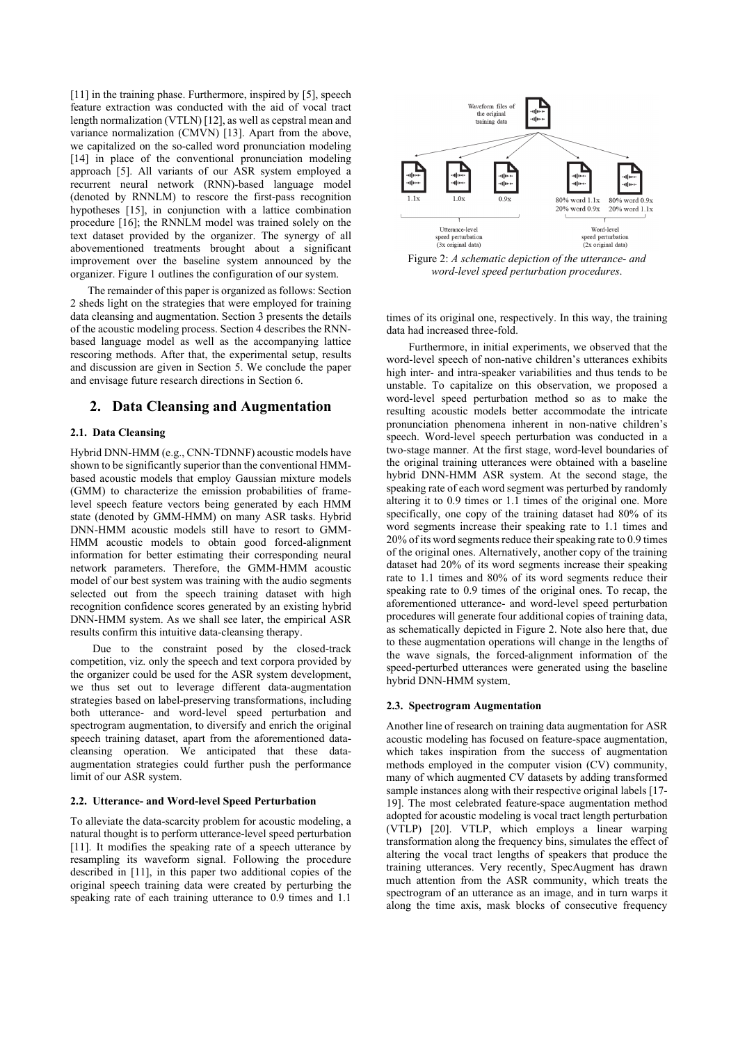[11] in the training phase. Furthermore, inspired by [5], speech feature extraction was conducted with the aid of vocal tract length normalization (VTLN) [12], as well as cepstral mean and variance normalization (CMVN) [13]. Apart from the above, we capitalized on the so-called word pronunciation modeling [14] in place of the conventional pronunciation modeling approach [5]. All variants of our ASR system employed a recurrent neural network (RNN)-based language model (denoted by RNNLM) to rescore the first-pass recognition hypotheses [15], in conjunction with a lattice combination procedure [16]; the RNNLM model was trained solely on the text dataset provided by the organizer. The synergy of all abovementioned treatments brought about a significant improvement over the baseline system announced by the organizer. Figure 1 outlines the configuration of our system.

The remainder of this paper is organized as follows: Section 2 sheds light on the strategies that were employed for training data cleansing and augmentation. Section 3 presents the details of the acoustic modeling process. Section 4 describes the RNN-based language model as well as the accompanying lattice rescoring methods. After that, the experimental setup, results and discussion are given in Section 5. We conclude the paper and envisage future research directions in Section 6.

## 2. Data Cleansing and Augmentation

### 2.1. Data Cleansing

Hybrid DNN-HMM (e.g., CNN-TDNNF) acoustic models have shown to be significantly superior than the conventional HMM-based acoustic models that employ Gaussian mixture models (GMM) to characterize the emission probabilities of frame-level speech feature vectors being generated by each HMM state (denoted by GMM-HMM) on many ASR tasks. Hybrid DNN-HMM acoustic models still have to resort to GMM-HMM acoustic models to obtain good forced-alignment information for better estimating their corresponding neural network parameters. Therefore, the GMM-HMM acoustic model of our best system was training with the audio segments selected out from the speech training dataset with high recognition confidence scores generated by an existing hybrid DNN-HMM system. As we shall see later, the empirical ASR results confirm this intuitive data-cleansing therapy.

Due to the constraint posed by the closed-track competition, viz. only the speech and text corpora provided by the organizer could be used for the ASR system development, we thus set out to leverage different data-augmentation strategies based on label-preserving transformations, including both utterance- and word-level speed perturbation and spectrogram augmentation, to diversify and enrich the original speech training dataset, apart from the aforementioned data-cleansing operation. We anticipated that these data-augmentation strategies could further push the performance limit of our ASR system.

### 2.2. Utterance- and Word-level Speed Perturbation

To alleviate the data-scarcity problem for acoustic modeling, a natural thought is to perform utterance-level speed perturbation [11]. It modifies the speaking rate of a speech utterance by resampling its waveform signal. Following the procedure described in [11], in this paper two additional copies of the original speech training data were created by perturbing the speaking rate of each training utterance to 0.9 times and 1.1 times of its original one, respectively. In this way, the training data had increased three-fold.

Figure 2: *A schematic depiction of the utterance- and word-level speed perturbation procedures.*

Furthermore, in initial experiments, we observed that the word-level speech of non-native children's utterances exhibits high inter- and intra-speaker variabilities and thus tends to be unstable. To capitalize on this observation, we proposed a word-level speed perturbation method so as to make the resulting acoustic models better accommodate the intricate pronunciation phenomena inherent in non-native children's speech. Word-level speech perturbation was conducted in a two-stage manner. At the first stage, word-level boundaries of the original training utterances were obtained with a baseline hybrid DNN-HMM ASR system. At the second stage, the speaking rate of each word segment was perturbed by randomly altering it to 0.9 times or 1.1 times of the original one. More specifically, one copy of the training dataset had 80% of its word segments increase their speaking rate to 1.1 times and 20% of its word segments reduce their speaking rate to 0.9 times of the original ones. Alternatively, another copy of the training dataset had 20% of its word segments increase their speaking rate to 1.1 times and 80% of its word segments reduce their speaking rate to 0.9 times of the original ones. To recap, the aforementioned utterance- and word-level speed perturbation procedures will generate four additional copies of training data, as schematically depicted in Figure 2. Note also here that, due to these augmentation operations will change in the lengths of the wave signals, the forced-alignment information of the speed-perturbed utterances were generated using the baseline hybrid DNN-HMM system.

### 2.3. Spectrogram Augmentation

Another line of research on training data augmentation for ASR acoustic modeling has focused on feature-space augmentation, which takes inspiration from the success of augmentation methods employed in the computer vision (CV) community, many of which augmented CV datasets by adding transformed sample instances along with their respective original labels [17-19]. The most celebrated feature-space augmentation method adopted for acoustic modeling is vocal tract length perturbation (VTLP) [20]. VTLP, which employs a linear warping transformation along the frequency bins, simulates the effect of altering the vocal tract lengths of speakers that produce the training utterances. Very recently, SpecAugment has drawn much attention from the ASR community, which treats the spectrogram of an utterance as an image, and in turn warps it along the time axis, mask blocks of consecutive frequency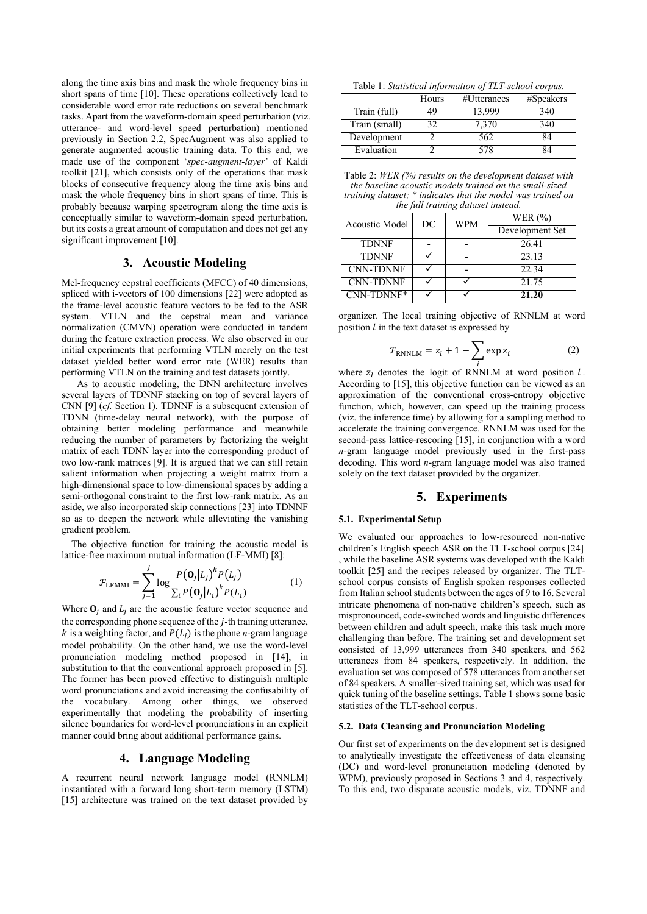along the time axis bins and mask the whole frequency bins in short spans of time [10]. These operations collectively lead to considerable word error rate reductions on several benchmark tasks. Apart from the waveform-domain speed perturbation (viz. utterance- and word-level speed perturbation) mentioned previously in Section 2.2, SpecAugment was also applied to generate augmented acoustic training data. To this end, we made use of the component '*spec-augment-layer*' of Kaldi toolkit [21], which consists only of the operations that mask blocks of consecutive frequency along the time axis bins and mask the whole frequency bins in short spans of time. This is probably because warping spectrogram along the time axis is conceptually similar to waveform-domain speed perturbation, but its costs a great amount of computation and does not get any significant improvement [10].

## 3. Acoustic Modeling

Mel-frequency cepstral coefficients (MFCC) of 40 dimensions, spliced with i-vectors of 100 dimensions [22] were adopted as the frame-level acoustic feature vectors to be fed to the ASR system. VTLN and the cepstral mean and variance normalization (CMVN) operation were conducted in tandem during the feature extraction process. We also observed in our initial experiments that performing VTLN merely on the test dataset yielded better word error rate (WER) results than performing VTLN on the training and test datasets jointly.

As to acoustic modeling, the DNN architecture involves several layers of TDNNF stacking on top of several layers of CNN [9] (*cf.* Section 1). TDNNF is a subsequent extension of TDNN (time-delay neural network), with the purpose of obtaining better modeling performance and meanwhile reducing the number of parameters by factorizing the weight matrix of each TDNN layer into the corresponding product of two low-rank matrices [9]. It is argued that we can still retain salient information when projecting a weight matrix from a high-dimensional space to low-dimensional spaces by adding a semi-orthogonal constraint to the first low-rank matrix. As an aside, we also incorporated skip connections [23] into TDNNF so as to deepen the network while alleviating the vanishing gradient problem.

The objective function for training the acoustic model is lattice-free maximum mutual information (LF-MMI) [8]:

$$\mathcal{F}_{\text{LFMMI}} = \sum_{j=1}^{J} \log \frac{P(\mathbf{O}_j|L_j)^k P(L_j)}{\sum_i P(\mathbf{O}_j|L_i)^k P(L_i)} \tag{1}$$

Where $\mathbf{O}_j$ and $L_j$ are the acoustic feature vector sequence and the corresponding phone sequence of the $j$-th training utterance, $k$ is a weighting factor, and $P(L_j)$ is the phone $n$-gram language model probability. On the other hand, we use the word-level pronunciation modeling method proposed in [14], in substitution to that the conventional approach proposed in [5]. The former has been proved effective to distinguish multiple word pronunciations and avoid increasing the confusability of the vocabulary. Among other things, we observed experimentally that modeling the probability of inserting silence boundaries for word-level pronunciations in an explicit manner could bring about additional performance gains.

## 4. Language Modeling

A recurrent neural network language model (RNNLM) instantiated with a forward long short-term memory (LSTM) [15] architecture was trained on the text dataset provided by organizer. The local training objective of RNNLM at word position $l$ in the text dataset is expressed by

$$\mathcal{F}_{\text{RNNLM}} = z_l + 1 - \sum_i \exp z_i \tag{2}$$

where $z_l$ denotes the logit of RNNLM at word position $l$. According to [15], this objective function can be viewed as an approximation of the conventional cross-entropy objective function, which, however, can speed up the training process (viz. the inference time) by allowing for a sampling method to accelerate the training convergence. RNNLM was used for the second-pass lattice-rescoring [15], in conjunction with a word $n$-gram language model previously used in the first-pass decoding. This word $n$-gram language model was also trained solely on the text dataset provided by the organizer.

Table 1: *Statistical information of TLT-school corpus.*

| | Hours | #Utterances | #Speakers |
|---|---|---|---|
| Train (full) | 49 | 13,999 | 340 |
| Train (small) | 32 | 7,370 | 340 |
| Development | 2 | 562 | 84 |
| Evaluation | 2 | 578 | 84 |

Table 2: *WER (%) results on the development dataset with the baseline acoustic models trained on the small-sized training dataset; \* indicates that the model was trained on the full training dataset instead.*

| Acoustic Model | DC | WPM | WER (%) Development Set |
|---|---|---|---|
| TDNNF | - | - | 26.41 |
| TDNNF | ✓ | - | 23.13 |
| CNN-TDNNF | ✓ | - | 22.34 |
| CNN-TDNNF | ✓ | ✓ | 21.75 |
| CNN-TDNNF* | ✓ | ✓ | **21.20** |

## 5. Experiments

### 5.1. Experimental Setup

We evaluated our approaches to low-resourced non-native children's English speech ASR on the TLT-school corpus [24] , while the baseline ASR systems was developed with the Kaldi toolkit [25] and the recipes released by organizer. The TLT-school corpus consists of English spoken responses collected from Italian school students between the ages of 9 to 16. Several intricate phenomena of non-native children's speech, such as mispronounced, code-switched words and linguistic differences between children and adult speech, make this task much more challenging than before. The training set and development set consisted of 13,999 utterances from 340 speakers, and 562 utterances from 84 speakers, respectively. In addition, the evaluation set was composed of 578 utterances from another set of 84 speakers. A smaller-sized training set, which was used for quick tuning of the baseline settings. Table 1 shows some basic statistics of the TLT-school corpus.

### 5.2. Data Cleansing and Pronunciation Modeling

Our first set of experiments on the development set is designed to analytically investigate the effectiveness of data cleansing (DC) and word-level pronunciation modeling (denoted by WPM), previously proposed in Sections 3 and 4, respectively. To this end, two disparate acoustic models, viz. TDNNF and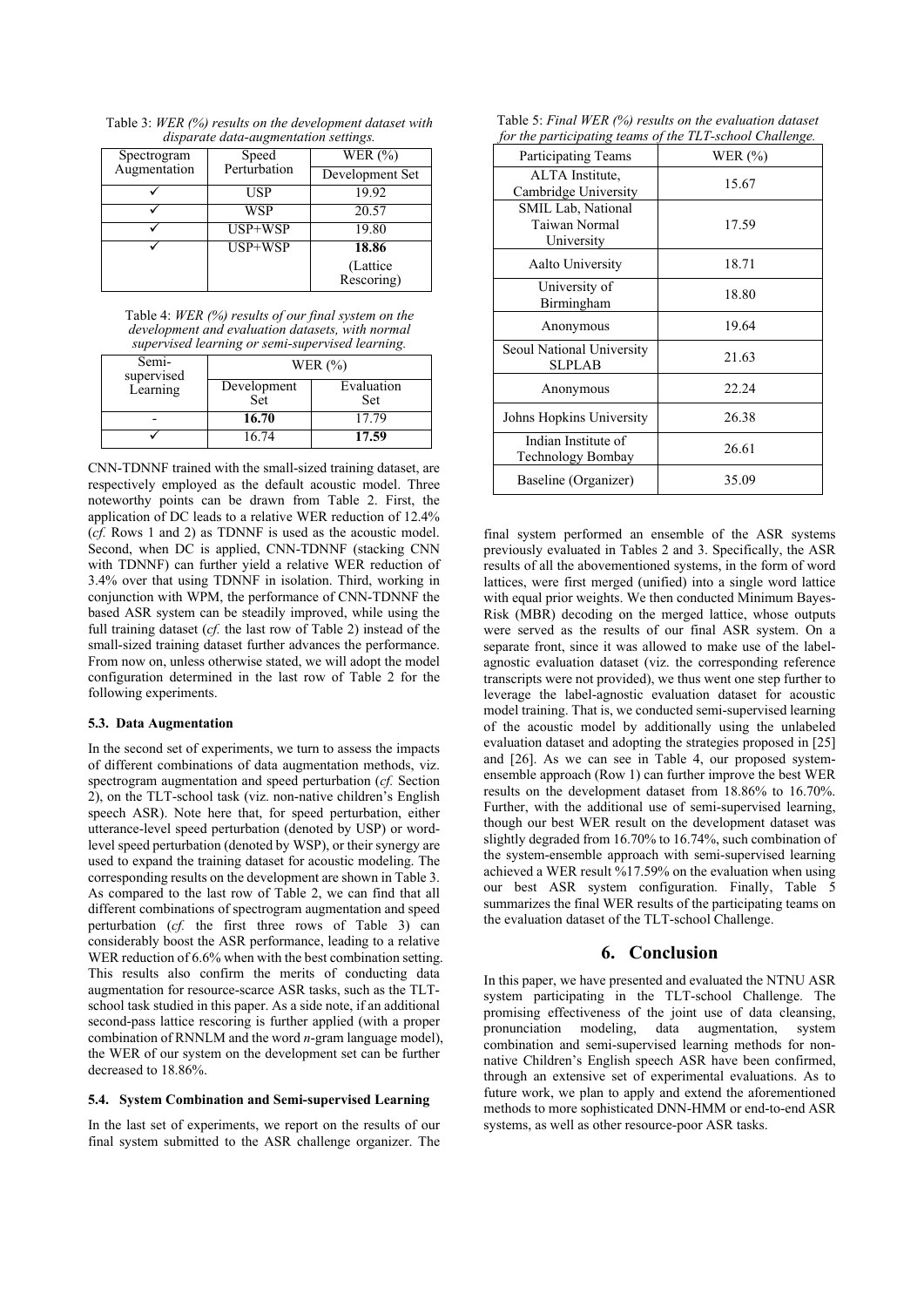Table 3: *WER (%) results on the development dataset with disparate data-augmentation settings.*

| Spectrogram Augmentation | Speed Perturbation | WER (%) |
|---|---|---|
| | | Development Set |
| ✓ | USP | 19.92 |
| ✓ | WSP | 20.57 |
| ✓ | USP+WSP | 19.80 |
| ✓ | USP+WSP | **18.86** (Lattice Rescoring) |

Table 4: *WER (%) results of our final system on the development and evaluation datasets, with normal supervised learning or semi-supervised learning.*

| Semi-supervised Learning | WER (%) | |
|---|---|---|
| | Development Set | Evaluation Set |
| - | **16.70** | 17.79 |
| ✓ | 16.74 | **17.59** |

CNN-TDNNF trained with the small-sized training dataset, are respectively employed as the default acoustic model. Three noteworthy points can be drawn from Table 2. First, the application of DC leads to a relative WER reduction of 12.4% (*cf.* Rows 1 and 2) as TDNNF is used as the acoustic model. Second, when DC is applied, CNN-TDNNF (stacking CNN with TDNNF) can further yield a relative WER reduction of 3.4% over that using TDNNF in isolation. Third, working in conjunction with WPM, the performance of CNN-TDNNF the based ASR system can be steadily improved, while using the full training dataset (*cf.* the last row of Table 2) instead of the small-sized training dataset further advances the performance. From now on, unless otherwise stated, we will adopt the model configuration determined in the last row of Table 2 for the following experiments.

### 5.3. Data Augmentation

In the second set of experiments, we turn to assess the impacts of different combinations of data augmentation methods, viz. spectrogram augmentation and speed perturbation (*cf.* Section 2), on the TLT-school task (viz. non-native children's English speech ASR). Note here that, for speed perturbation, either utterance-level speed perturbation (denoted by USP) or word-level speed perturbation (denoted by WSP), or their synergy are used to expand the training dataset for acoustic modeling. The corresponding results on the development are shown in Table 3. As compared to the last row of Table 2, we can find that all different combinations of spectrogram augmentation and speed perturbation (*cf.* the first three rows of Table 3) can considerably boost the ASR performance, leading to a relative WER reduction of 6.6% when with the best combination setting. This results also confirm the merits of conducting data augmentation for resource-scarce ASR tasks, such as the TLT-school task studied in this paper. As a side note, if an additional second-pass lattice rescoring is further applied (with a proper combination of RNNLM and the word *n*-gram language model), the WER of our system on the development set can be further decreased to 18.86%.

### 5.4. System Combination and Semi-supervised Learning

In the last set of experiments, we report on the results of our final system submitted to the ASR challenge organizer. The final system performed an ensemble of the ASR systems previously evaluated in Tables 2 and 3. Specifically, the ASR results of all the abovementioned systems, in the form of word lattices, were first merged (unified) into a single word lattice with equal prior weights. We then conducted Minimum Bayes-Risk (MBR) decoding on the merged lattice, whose outputs were served as the results of our final ASR system. On a separate front, since it was allowed to make use of the label-agnostic evaluation dataset (viz. the corresponding reference transcripts were not provided), we thus went one step further to leverage the label-agnostic evaluation dataset for acoustic model training. That is, we conducted semi-supervised learning of the acoustic model by additionally using the unlabeled evaluation dataset and adopting the strategies proposed in [25] and [26]. As we can see in Table 4, our proposed system-ensemble approach (Row 1) can further improve the best WER results on the development dataset from 18.86% to 16.70%. Further, with the additional use of semi-supervised learning, though our best WER result on the development dataset was slightly degraded from 16.70% to 16.74%, such combination of the system-ensemble approach with semi-supervised learning achieved a WER result %17.59% on the evaluation when using our best ASR system configuration. Finally, Table 5 summarizes the final WER results of the participating teams on the evaluation dataset of the TLT-school Challenge.

Table 5: *Final WER (%) results on the evaluation dataset for the participating teams of the TLT-school Challenge.*

| Participating Teams | WER (%) |
|---|---|
| ALTA Institute, Cambridge University | 15.67 |
| SMIL Lab, National Taiwan Normal University | 17.59 |
| Aalto University | 18.71 |
| University of Birmingham | 18.80 |
| Anonymous | 19.64 |
| Seoul National University SLPLAB | 21.63 |
| Anonymous | 22.24 |
| Johns Hopkins University | 26.38 |
| Indian Institute of Technology Bombay | 26.61 |
| Baseline (Organizer) | 35.09 |

## 6. Conclusion

In this paper, we have presented and evaluated the NTNU ASR system participating in the TLT-school Challenge. The promising effectiveness of the joint use of data cleansing, pronunciation modeling, data augmentation, system combination and semi-supervised learning methods for non-native Children's English speech ASR have been confirmed, through an extensive set of experimental evaluations. As to future work, we plan to apply and extend the aforementioned methods to more sophisticated DNN-HMM or end-to-end ASR systems, as well as other resource-poor ASR tasks.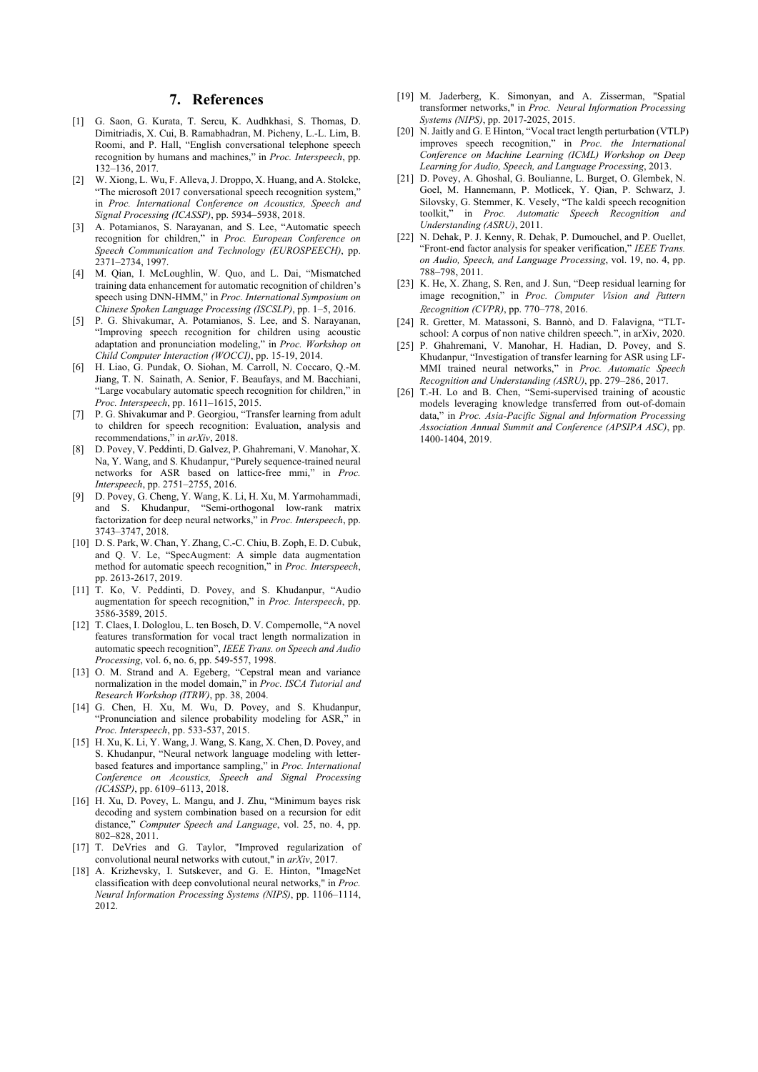# 7. References

[1] G. Saon, G. Kurata, T. Sercu, K. Audhkhasi, S. Thomas, D. Dimitriadis, X. Cui, B. Ramabhadran, M. Picheny, L.-L. Lim, B. Roomi, and P. Hall, "English conversational telephone speech recognition by humans and machines," in *Proc. Interspeech*, pp. 132–136, 2017.

[2] W. Xiong, L. Wu, F. Alleva, J. Droppo, X. Huang, and A. Stolcke, "The microsoft 2017 conversational speech recognition system," in *Proc. International Conference on Acoustics, Speech and Signal Processing (ICASSP)*, pp. 5934–5938, 2018.

[3] A. Potamianos, S. Narayanan, and S. Lee, "Automatic speech recognition for children," in *Proc. European Conference on Speech Communication and Technology (EUROSPEECH)*, pp. 2371–2734, 1997.

[4] M. Qian, I. McLoughlin, W. Quo, and L. Dai, "Mismatched training data enhancement for automatic recognition of children's speech using DNN-HMM," in *Proc. International Symposium on Chinese Spoken Language Processing (ISCSLP)*, pp. 1–5, 2016.

[5] P. G. Shivakumar, A. Potamianos, S. Lee, and S. Narayanan, "Improving speech recognition for children using acoustic adaptation and pronunciation modeling," in *Proc. Workshop on Child Computer Interaction (WOCCI)*, pp. 15-19, 2014.

[6] H. Liao, G. Pundak, O. Siohan, M. Carroll, N. Coccaro, Q.-M. Jiang, T. N. Sainath, A. Senior, F. Beaufays, and M. Bacchiani, "Large vocabulary automatic speech recognition for children," in *Proc. Interspeech*, pp. 1611–1615, 2015.

[7] P. G. Shivakumar and P. Georgiou, "Transfer learning from adult to children for speech recognition: Evaluation, analysis and recommendations," in *arXiv*, 2018.

[8] D. Povey, V. Peddinti, D. Galvez, P. Ghahremani, V. Manohar, X. Na, Y. Wang, and S. Khudanpur, "Purely sequence-trained neural networks for ASR based on lattice-free mmi," in *Proc. Interspeech*, pp. 2751–2755, 2016.

[9] D. Povey, G. Cheng, Y. Wang, K. Li, H. Xu, M. Yarmohammadi, and S. Khudanpur, "Semi-orthogonal low-rank matrix factorization for deep neural networks," in *Proc. Interspeech*, pp. 3743–3747, 2018.

[10] D. S. Park, W. Chan, Y. Zhang, C.-C. Chiu, B. Zoph, E. D. Cubuk, and Q. V. Le, "SpecAugment: A simple data augmentation method for automatic speech recognition," in *Proc. Interspeech*, pp. 2613-2617, 2019.

[11] T. Ko, V. Peddinti, D. Povey, and S. Khudanpur, "Audio augmentation for speech recognition," in *Proc. Interspeech*, pp. 3586-3589, 2015.

[12] T. Claes, I. Dologlou, L. ten Bosch, D. V. Compernolle, "A novel features transformation for vocal tract length normalization in automatic speech recognition", *IEEE Trans. on Speech and Audio Processing*, vol. 6, no. 6, pp. 549-557, 1998.

[13] O. M. Strand and A. Egeberg, "Cepstral mean and variance normalization in the model domain," in *Proc. ISCA Tutorial and Research Workshop (ITRW)*, pp. 38, 2004.

[14] G. Chen, H. Xu, M. Wu, D. Povey, and S. Khudanpur, "Pronunciation and silence probability modeling for ASR," in *Proc. Interspeech*, pp. 533-537, 2015.

[15] H. Xu, K. Li, Y. Wang, J. Wang, S. Kang, X. Chen, D. Povey, and S. Khudanpur, "Neural network language modeling with letter-based features and importance sampling," in *Proc. International Conference on Acoustics, Speech and Signal Processing (ICASSP)*, pp. 6109–6113, 2018.

[16] H. Xu, D. Povey, L. Mangu, and J. Zhu, "Minimum bayes risk decoding and system combination based on a recursion for edit distance," *Computer Speech and Language*, vol. 25, no. 4, pp. 802–828, 2011.

[17] T. DeVries and G. Taylor, "Improved regularization of convolutional neural networks with cutout," in *arXiv*, 2017.

[18] A. Krizhevsky, I. Sutskever, and G. E. Hinton, "ImageNet classification with deep convolutional neural networks," in *Proc. Neural Information Processing Systems (NIPS)*, pp. 1106–1114, 2012.

[19] M. Jaderberg, K. Simonyan, and A. Zisserman, "Spatial transformer networks," in *Proc. Neural Information Processing Systems (NIPS)*, pp. 2017-2025, 2015.

[20] N. Jaitly and G. E Hinton, "Vocal tract length perturbation (VTLP) improves speech recognition," in *Proc. the International Conference on Machine Learning (ICML) Workshop on Deep Learning for Audio, Speech, and Language Processing*, 2013.

[21] D. Povey, A. Ghoshal, G. Boulianne, L. Burget, O. Glembek, N. Goel, M. Hannemann, P. Motlicek, Y. Qian, P. Schwarz, J. Silovsky, G. Stemmer, K. Vesely, "The kaldi speech recognition toolkit," in *Proc. Automatic Speech Recognition and Understanding (ASRU)*, 2011.

[22] N. Dehak, P. J. Kenny, R. Dehak, P. Dumouchel, and P. Ouellet, "Front-end factor analysis for speaker verification," *IEEE Trans. on Audio, Speech, and Language Processing*, vol. 19, no. 4, pp. 788–798, 2011.

[23] K. He, X. Zhang, S. Ren, and J. Sun, "Deep residual learning for image recognition," in *Proc. Computer Vision and Pattern Recognition (CVPR)*, pp. 770–778, 2016.

[24] R. Gretter, M. Matassoni, S. Bannò, and D. Falavigna, "TLT-school: A corpus of non native children speech.", in arXiv, 2020.

[25] P. Ghahremani, V. Manohar, H. Hadian, D. Povey, and S. Khudanpur, "Investigation of transfer learning for ASR using LF-MMI trained neural networks," in *Proc. Automatic Speech Recognition and Understanding (ASRU)*, pp. 279–286, 2017.

[26] T.-H. Lo and B. Chen, "Semi-supervised training of acoustic models leveraging knowledge transferred from out-of-domain data," in *Proc. Asia-Pacific Signal and Information Processing Association Annual Summit and Conference (APSIPA ASC)*, pp. 1400-1404, 2019.